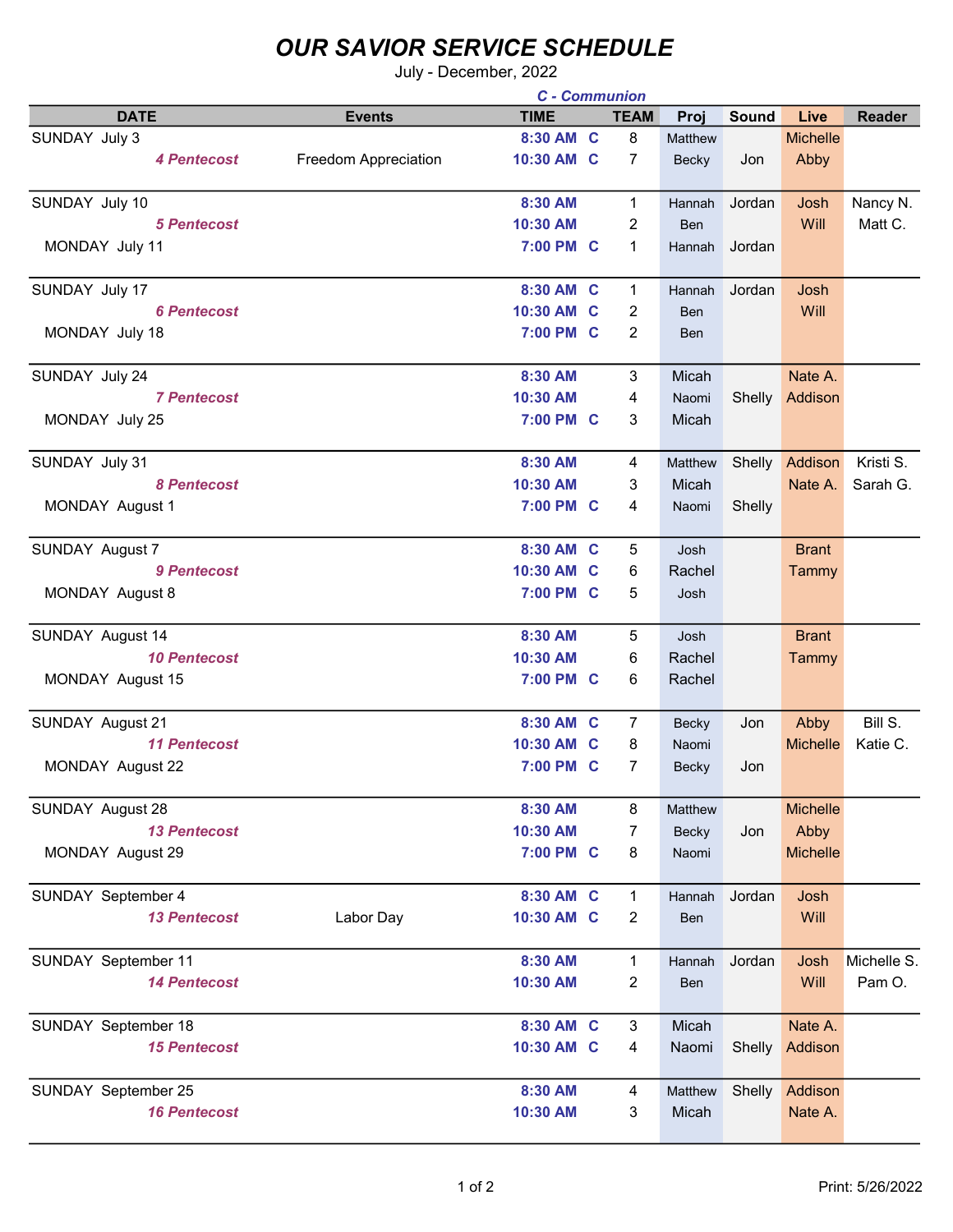# OUR SAVIOR SERVICE SCHEDULE

July - December, 2022

*C - Communion*

| DATE | Events | TIME | | TEAM | Proj | Sound | Live | Reader |
|---|---|---|---|---|---|---|---|---|
| SUNDAY July 3 | | 8:30 AM | C | 8 | Matthew | | Michelle | |
| *4 Pentecost* | Freedom Appreciation | 10:30 AM | C | 7 | Becky | Jon | Abby | |
| SUNDAY July 10 | | 8:30 AM | | 1 | Hannah | Jordan | Josh | Nancy N. |
| *5 Pentecost* | | 10:30 AM | | 2 | Ben | | Will | Matt C. |
| MONDAY July 11 | | 7:00 PM | C | 1 | Hannah | Jordan | | |
| SUNDAY July 17 | | 8:30 AM | C | 1 | Hannah | Jordan | Josh | |
| *6 Pentecost* | | 10:30 AM | C | 2 | Ben | | Will | |
| MONDAY July 18 | | 7:00 PM | C | 2 | Ben | | | |
| SUNDAY July 24 | | 8:30 AM | | 3 | Micah | | Nate A. | |
| *7 Pentecost* | | 10:30 AM | | 4 | Naomi | Shelly | Addison | |
| MONDAY July 25 | | 7:00 PM | C | 3 | Micah | | | |
| SUNDAY July 31 | | 8:30 AM | | 4 | Matthew | Shelly | Addison | Kristi S. |
| *8 Pentecost* | | 10:30 AM | | 3 | Micah | | Nate A. | Sarah G. |
| MONDAY August 1 | | 7:00 PM | C | 4 | Naomi | Shelly | | |
| SUNDAY August 7 | | 8:30 AM | C | 5 | Josh | | Brant | |
| *9 Pentecost* | | 10:30 AM | C | 6 | Rachel | | Tammy | |
| MONDAY August 8 | | 7:00 PM | C | 5 | Josh | | | |
| SUNDAY August 14 | | 8:30 AM | | 5 | Josh | | Brant | |
| *10 Pentecost* | | 10:30 AM | | 6 | Rachel | | Tammy | |
| MONDAY August 15 | | 7:00 PM | C | 6 | Rachel | | | |
| SUNDAY August 21 | | 8:30 AM | C | 7 | Becky | Jon | Abby | Bill S. |
| *11 Pentecost* | | 10:30 AM | C | 8 | Naomi | | Michelle | Katie C. |
| MONDAY August 22 | | 7:00 PM | C | 7 | Becky | Jon | | |
| SUNDAY August 28 | | 8:30 AM | | 8 | Matthew | | Michelle | |
| *13 Pentecost* | | 10:30 AM | | 7 | Becky | Jon | Abby | |
| MONDAY August 29 | | 7:00 PM | C | 8 | Naomi | | Michelle | |
| SUNDAY September 4 | | 8:30 AM | C | 1 | Hannah | Jordan | Josh | |
| *13 Pentecost* | Labor Day | 10:30 AM | C | 2 | Ben | | Will | |
| SUNDAY September 11 | | 8:30 AM | | 1 | Hannah | Jordan | Josh | Michelle S. |
| *14 Pentecost* | | 10:30 AM | | 2 | Ben | | Will | Pam O. |
| SUNDAY September 18 | | 8:30 AM | C | 3 | Micah | | Nate A. | |
| *15 Pentecost* | | 10:30 AM | C | 4 | Naomi | Shelly | Addison | |
| SUNDAY September 25 | | 8:30 AM | | 4 | Matthew | Shelly | Addison | |
| *16 Pentecost* | | 10:30 AM | | 3 | Micah | | Nate A. | |

Print: 5/26/2022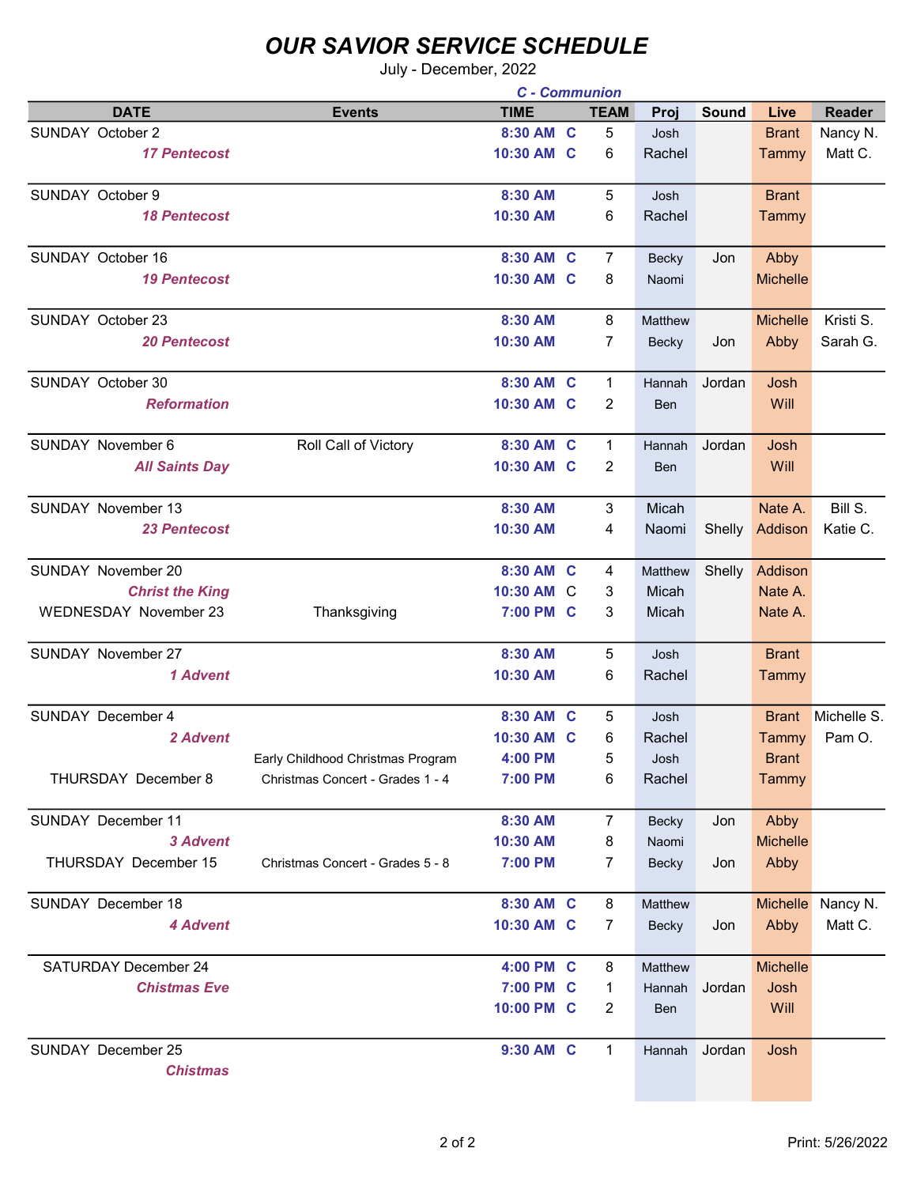# OUR SAVIOR SERVICE SCHEDULE

July - December, 2022

*C - Communion*

| DATE | Events | TIME | | TEAM | Proj | Sound | Live | Reader |
|---|---|---|---|---|---|---|---|---|
| SUNDAY October 2 | | 8:30 AM | C | 5 | Josh | | Brant | Nancy N. |
| *17 Pentecost* | | 10:30 AM | C | 6 | Rachel | | Tammy | Matt C. |
| SUNDAY October 9 | | 8:30 AM | | 5 | Josh | | Brant | |
| *18 Pentecost* | | 10:30 AM | | 6 | Rachel | | Tammy | |
| SUNDAY October 16 | | 8:30 AM | C | 7 | Becky | Jon | Abby | |
| *19 Pentecost* | | 10:30 AM | C | 8 | Naomi | | Michelle | |
| SUNDAY October 23 | | 8:30 AM | | 8 | Matthew | | Michelle | Kristi S. |
| *20 Pentecost* | | 10:30 AM | | 7 | Becky | Jon | Abby | Sarah G. |
| SUNDAY October 30 | | 8:30 AM | C | 1 | Hannah | Jordan | Josh | |
| *Reformation* | | 10:30 AM | C | 2 | Ben | | Will | |
| SUNDAY November 6 | Roll Call of Victory | 8:30 AM | C | 1 | Hannah | Jordan | Josh | |
| *All Saints Day* | | 10:30 AM | C | 2 | Ben | | Will | |
| SUNDAY November 13 | | 8:30 AM | | 3 | Micah | | Nate A. | Bill S. |
| *23 Pentecost* | | 10:30 AM | | 4 | Naomi | Shelly | Addison | Katie C. |
| SUNDAY November 20 | | 8:30 AM | C | 4 | Matthew | Shelly | Addison | |
| *Christ the King* | | 10:30 AM | C | 3 | Micah | | Nate A. | |
| WEDNESDAY November 23 | Thanksgiving | 7:00 PM | C | 3 | Micah | | Nate A. | |
| SUNDAY November 27 | | 8:30 AM | | 5 | Josh | | Brant | |
| *1 Advent* | | 10:30 AM | | 6 | Rachel | | Tammy | |
| SUNDAY December 4 | | 8:30 AM | C | 5 | Josh | | Brant | Michelle S. |
| *2 Advent* | | 10:30 AM | C | 6 | Rachel | | Tammy | Pam O. |
| | Early Childhood Christmas Program | 4:00 PM | | 5 | Josh | | Brant | |
| THURSDAY December 8 | Christmas Concert - Grades 1 - 4 | 7:00 PM | | 6 | Rachel | | Tammy | |
| SUNDAY December 11 | | 8:30 AM | | 7 | Becky | Jon | Abby | |
| *3 Advent* | | 10:30 AM | | 8 | Naomi | | Michelle | |
| THURSDAY December 15 | Christmas Concert - Grades 5 - 8 | 7:00 PM | | 7 | Becky | Jon | Abby | |
| SUNDAY December 18 | | 8:30 AM | C | 8 | Matthew | | Michelle | Nancy N. |
| *4 Advent* | | 10:30 AM | C | 7 | Becky | Jon | Abby | Matt C. |
| SATURDAY December 24 | | 4:00 PM | C | 8 | Matthew | | Michelle | |
| *Chistmas Eve* | | 7:00 PM | C | 1 | Hannah | Jordan | Josh | |
| | | 10:00 PM | C | 2 | Ben | | Will | |
| SUNDAY December 25 | | 9:30 AM | C | 1 | Hannah | Jordan | Josh | |
| *Chistmas* | | | | | | | | |

Print: 5/26/2022